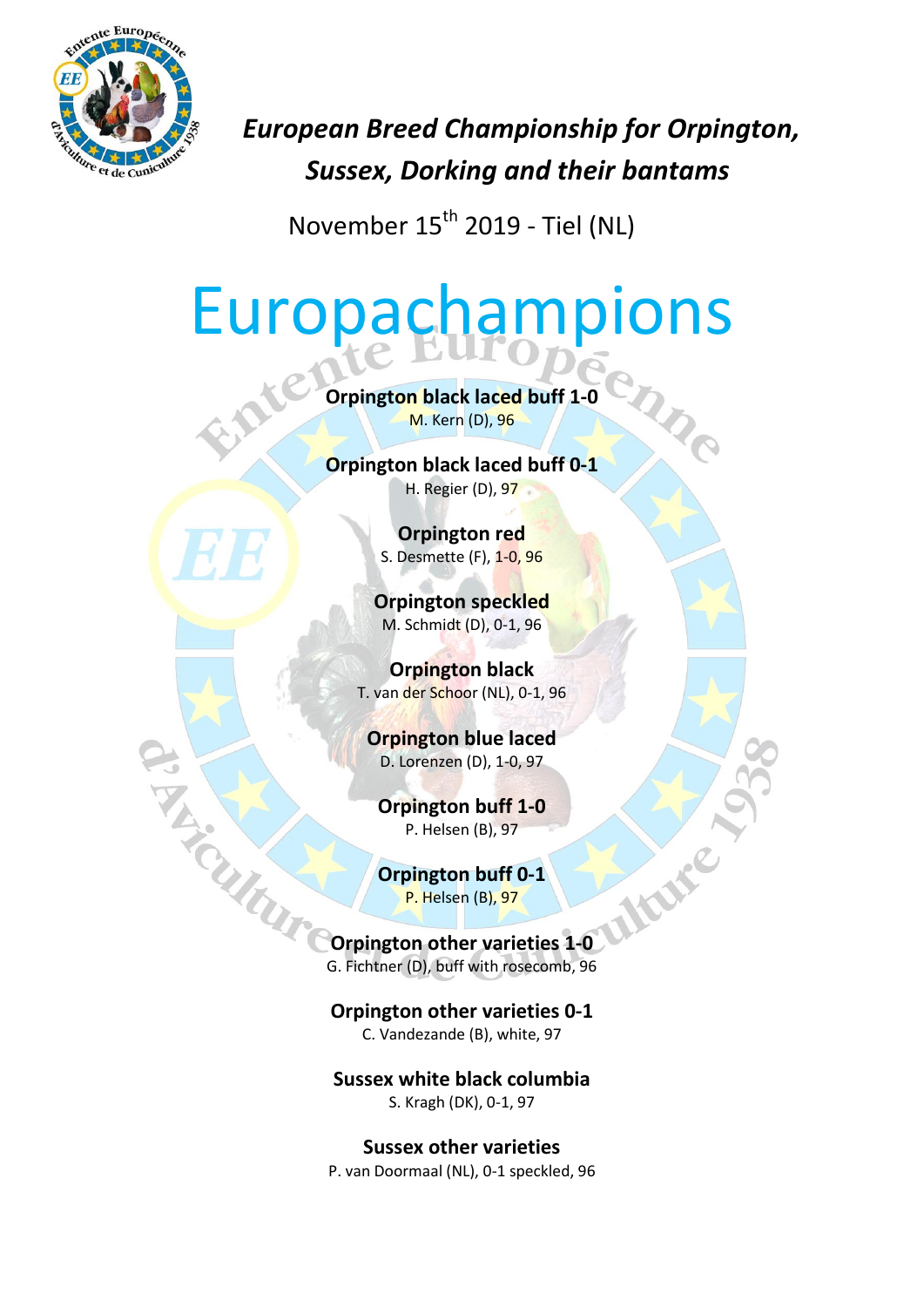# *European Breed Championship for Orpington, Sussex, Dorking and their bantams*

November 15th 2019 - Tiel (NL)

# Europachampions

**Orpington black laced buff 1-0**
M. Kern (D), 96

**Orpington black laced buff 0-1**
H. Regier (D), 97

**Orpington red**
S. Desmette (F), 1-0, 96

**Orpington speckled**
M. Schmidt (D), 0-1, 96

**Orpington black**
T. van der Schoor (NL), 0-1, 96

**Orpington blue laced**
D. Lorenzen (D), 1-0, 97

**Orpington buff 1-0**
P. Helsen (B), 97

**Orpington buff 0-1**
P. Helsen (B), 97

**Orpington other varieties 1-0**
G. Fichtner (D), buff with rosecomb, 96

**Orpington other varieties 0-1**
C. Vandezande (B), white, 97

**Sussex white black columbia**
S. Kragh (DK), 0-1, 97

**Sussex other varieties**
P. van Doormaal (NL), 0-1 speckled, 96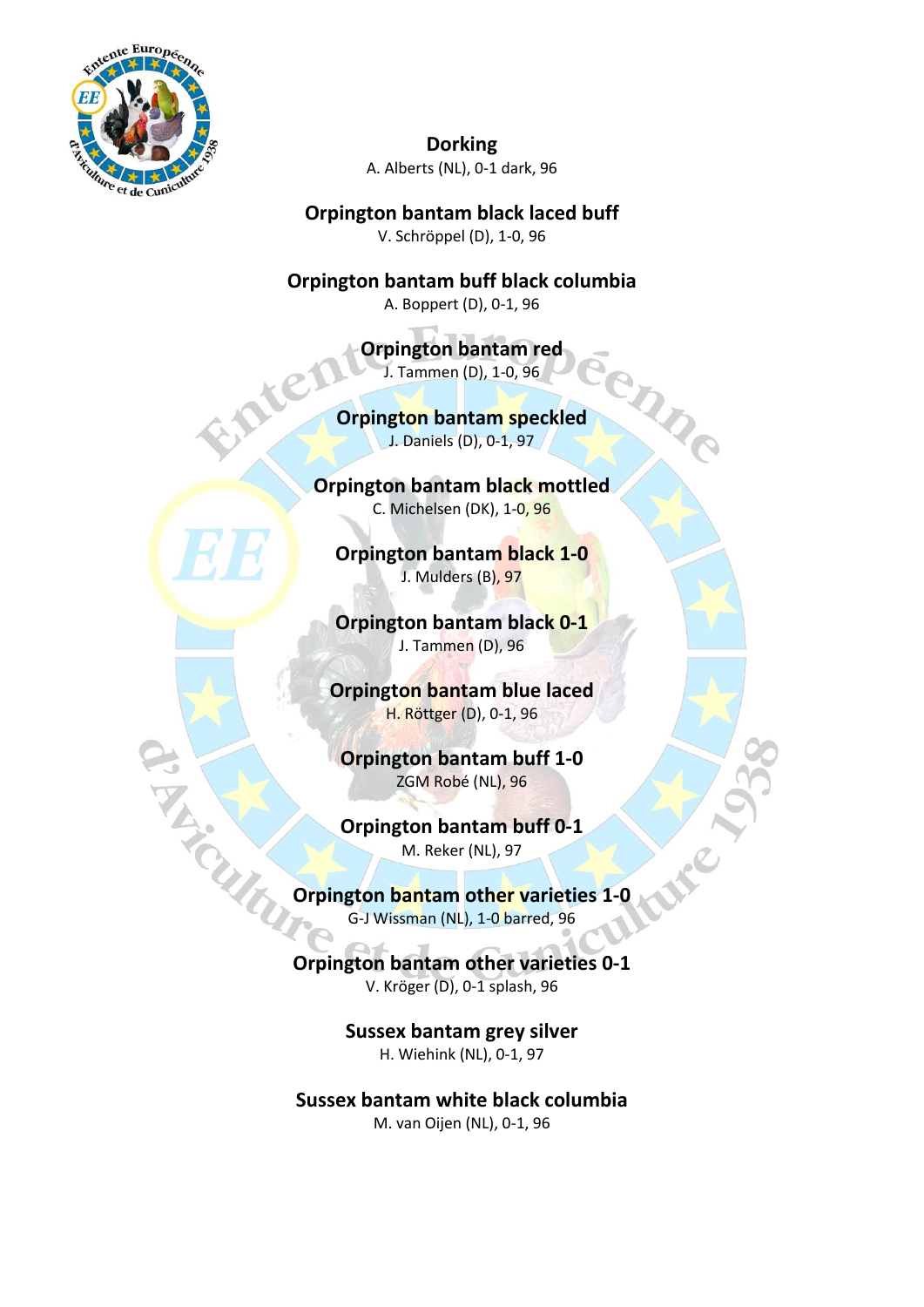**Dorking**
A. Alberts (NL), 0-1 dark, 96

**Orpington bantam black laced buff**
V. Schröppel (D), 1-0, 96

**Orpington bantam buff black columbia**
A. Boppert (D), 0-1, 96

**Orpington bantam red**
J. Tammen (D), 1-0, 96

**Orpington bantam speckled**
J. Daniels (D), 0-1, 97

**Orpington bantam black mottled**
C. Michelsen (DK), 1-0, 96

**Orpington bantam black 1-0**
J. Mulders (B), 97

**Orpington bantam black 0-1**
J. Tammen (D), 96

**Orpington bantam blue laced**
H. Röttger (D), 0-1, 96

**Orpington bantam buff 1-0**
ZGM Robé (NL), 96

**Orpington bantam buff 0-1**
M. Reker (NL), 97

**Orpington bantam other varieties 1-0**
G-J Wissman (NL), 1-0 barred, 96

**Orpington bantam other varieties 0-1**
V. Kröger (D), 0-1 splash, 96

**Sussex bantam grey silver**
H. Wiehink (NL), 0-1, 97

**Sussex bantam white black columbia**
M. van Oijen (NL), 0-1, 96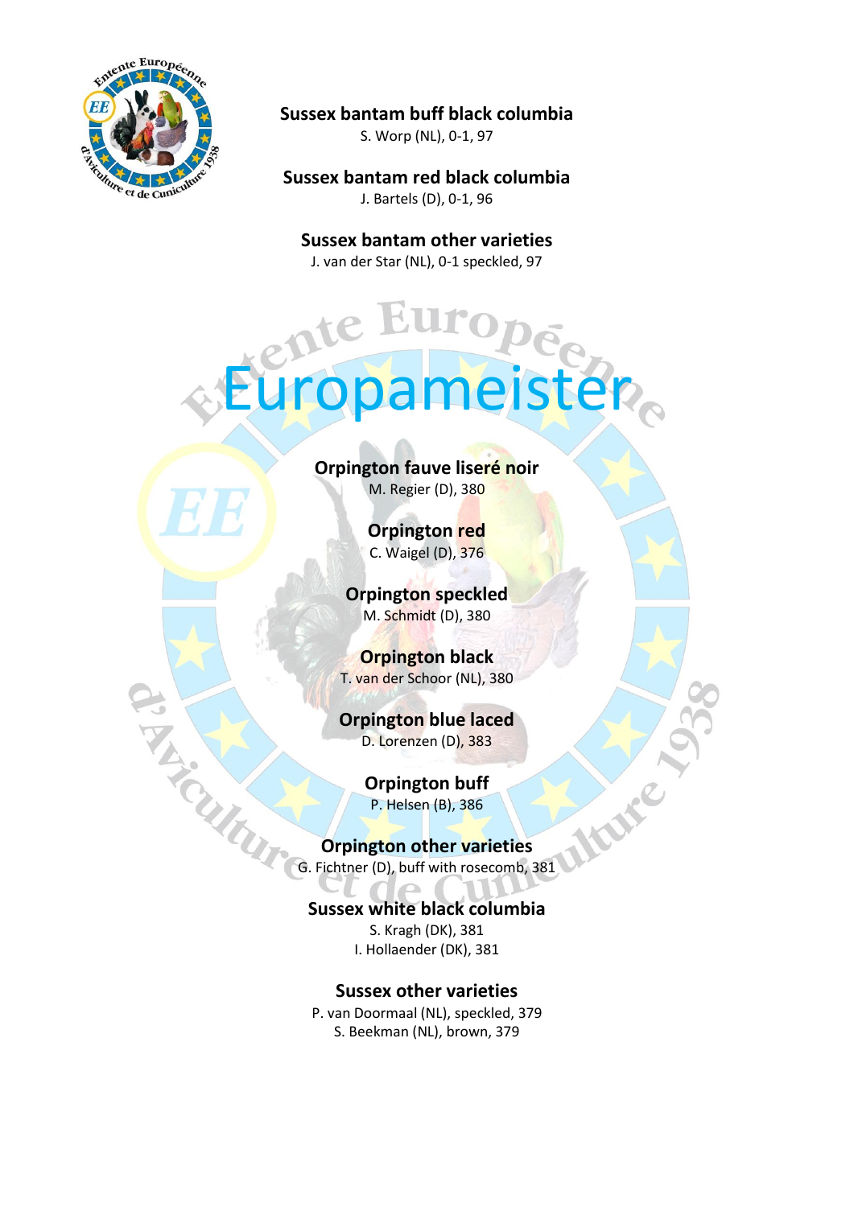**Sussex bantam buff black columbia**
S. Worp (NL), 0-1, 97

**Sussex bantam red black columbia**
J. Bartels (D), 0-1, 96

**Sussex bantam other varieties**
J. van der Star (NL), 0-1 speckled, 97

# Europameister

**Orpington fauve liseré noir**
M. Regier (D), 380

**Orpington red**
C. Waigel (D), 376

**Orpington speckled**
M. Schmidt (D), 380

**Orpington black**
T. van der Schoor (NL), 380

**Orpington blue laced**
D. Lorenzen (D), 383

**Orpington buff**
P. Helsen (B), 386

**Orpington other varieties**
G. Fichtner (D), buff with rosecomb, 381

**Sussex white black columbia**
S. Kragh (DK), 381
I. Hollaender (DK), 381

**Sussex other varieties**
P. van Doormaal (NL), speckled, 379
S. Beekman (NL), brown, 379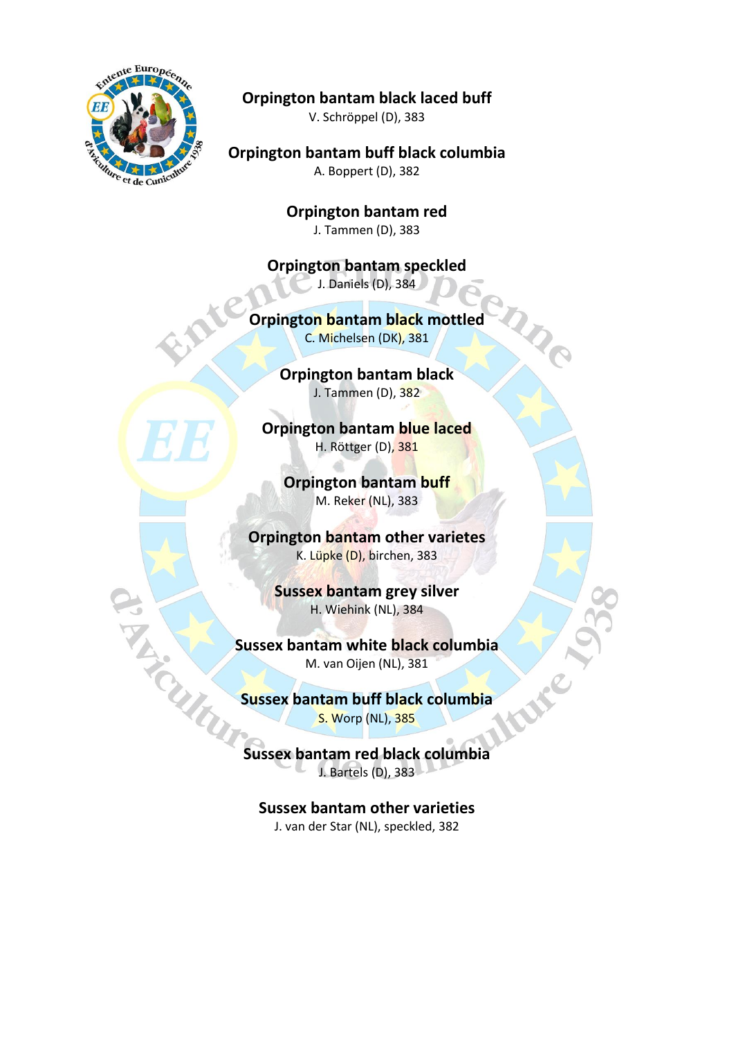**Orpington bantam black laced buff**
V. Schröppel (D), 383

**Orpington bantam buff black columbia**
A. Boppert (D), 382

**Orpington bantam red**
J. Tammen (D), 383

**Orpington bantam speckled**
J. Daniels (D), 384

**Orpington bantam black mottled**
C. Michelsen (DK), 381

**Orpington bantam black**
J. Tammen (D), 382

**Orpington bantam blue laced**
H. Röttger (D), 381

**Orpington bantam buff**
M. Reker (NL), 383

**Orpington bantam other varietes**
K. Lüpke (D), birchen, 383

**Sussex bantam grey silver**
H. Wiehink (NL), 384

**Sussex bantam white black columbia**
M. van Oijen (NL), 381

**Sussex bantam buff black columbia**
S. Worp (NL), 385

**Sussex bantam red black columbia**
J. Bartels (D), 383

**Sussex bantam other varieties**
J. van der Star (NL), speckled, 382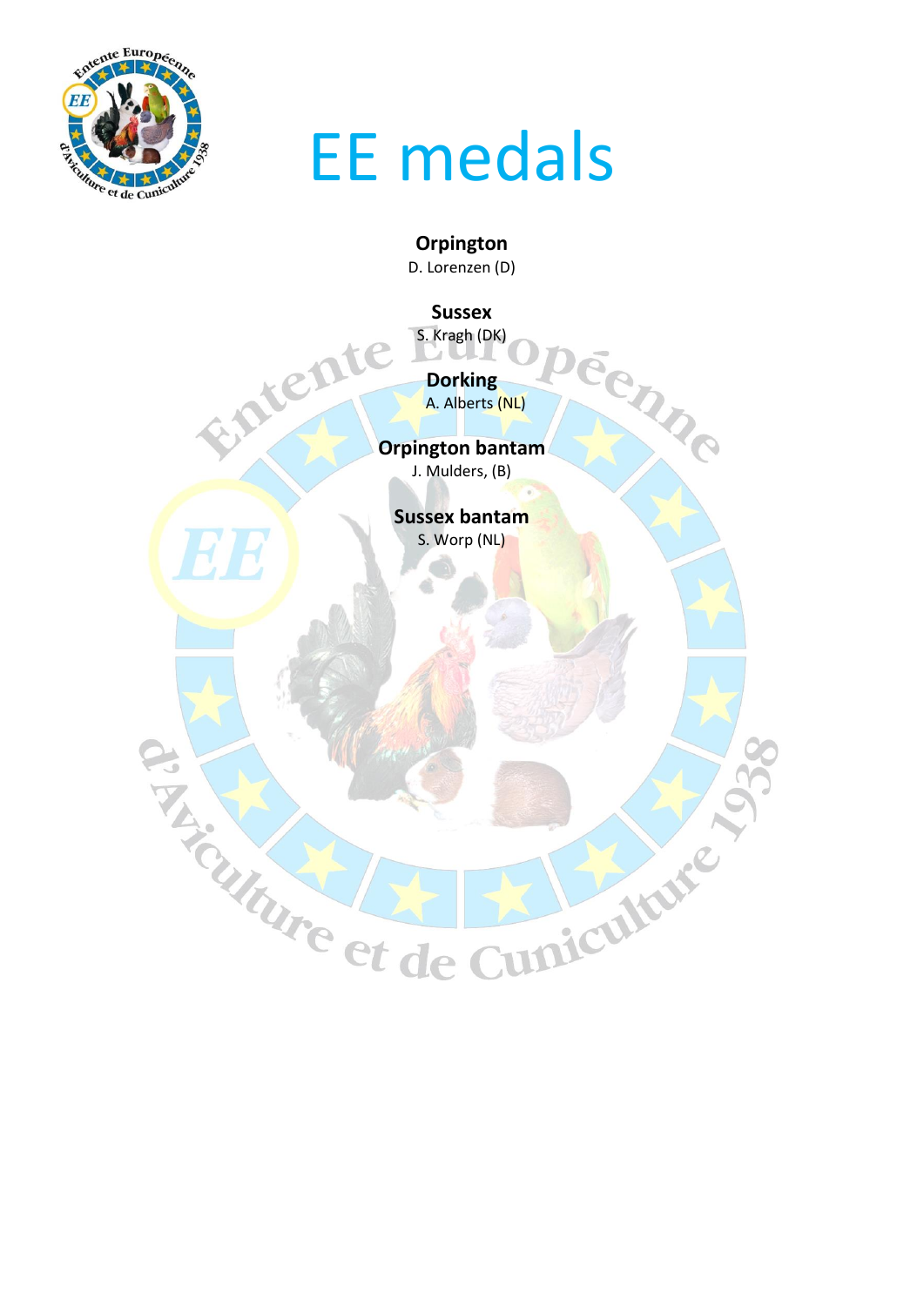# EE medals

**Orpington**
D. Lorenzen (D)

**Sussex**
S. Kragh (DK)

**Dorking**
A. Alberts (NL)

**Orpington bantam**
J. Mulders, (B)

**Sussex bantam**
S. Worp (NL)